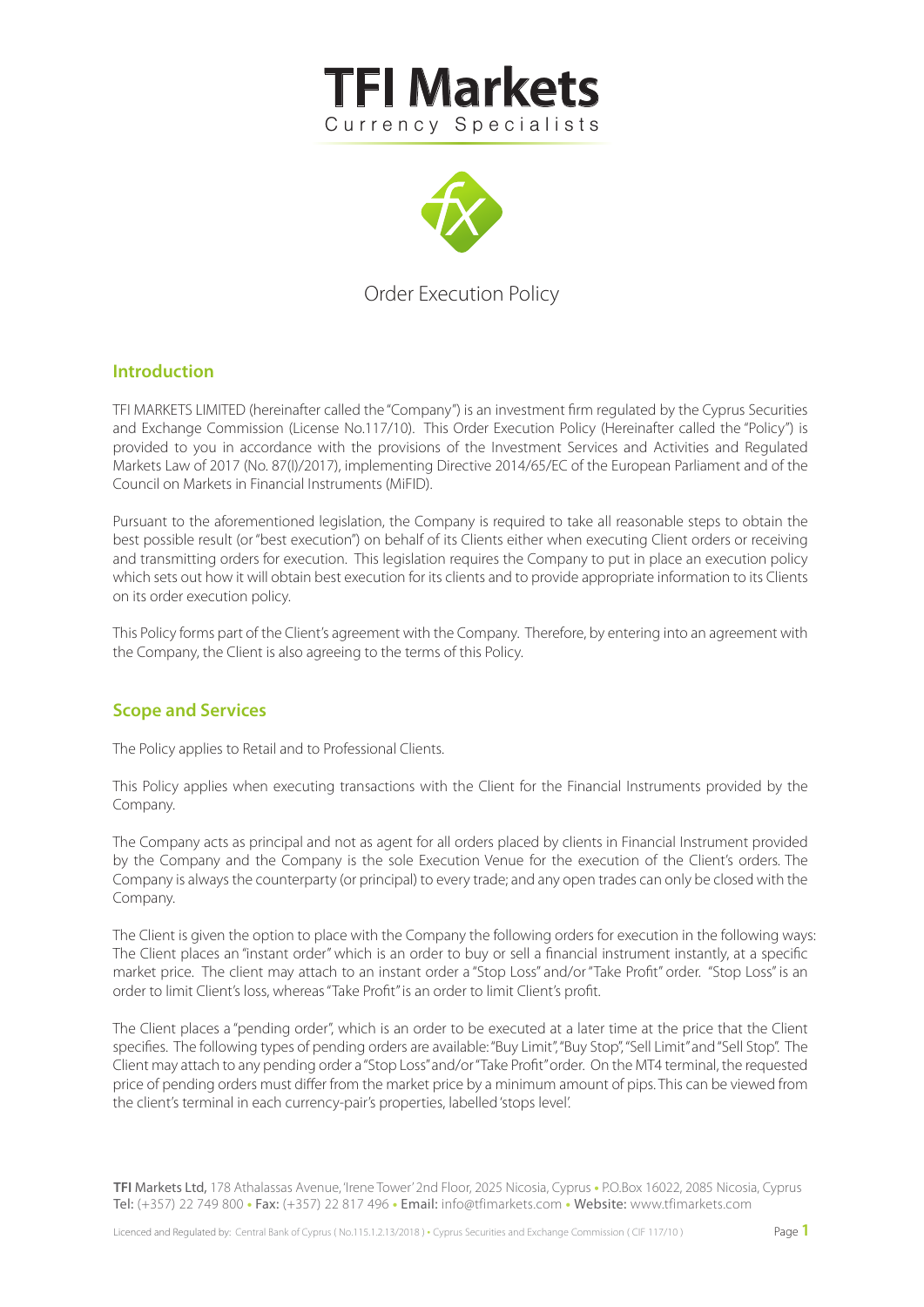# TFI Markets

Currency Specialists

Order Execution Policy

## Introduction

TFI MARKETS LIMITED (hereinafter called the "Company") is an investment firm regulated by the Cyprus Securities and Exchange Commission (License No.117/10). This Order Execution Policy (Hereinafter called the "Policy") is provided to you in accordance with the provisions of the Investment Services and Activities and Regulated Markets Law of 2017 (No. 87(I)/2017), implementing Directive 2014/65/EC of the European Parliament and of the Council on Markets in Financial Instruments (MiFID).

Pursuant to the aforementioned legislation, the Company is required to take all reasonable steps to obtain the best possible result (or "best execution") on behalf of its Clients either when executing Client orders or receiving and transmitting orders for execution. This legislation requires the Company to put in place an execution policy which sets out how it will obtain best execution for its clients and to provide appropriate information to its Clients on its order execution policy.

This Policy forms part of the Client's agreement with the Company. Therefore, by entering into an agreement with the Company, the Client is also agreeing to the terms of this Policy.

## Scope and Services

The Policy applies to Retail and to Professional Clients.

This Policy applies when executing transactions with the Client for the Financial Instruments provided by the Company.

The Company acts as principal and not as agent for all orders placed by clients in Financial Instrument provided by the Company and the Company is the sole Execution Venue for the execution of the Client's orders. The Company is always the counterparty (or principal) to every trade; and any open trades can only be closed with the Company.

The Client is given the option to place with the Company the following orders for execution in the following ways: The Client places an "instant order" which is an order to buy or sell a financial instrument instantly, at a specific market price. The client may attach to an instant order a "Stop Loss" and/or "Take Profit" order. "Stop Loss" is an order to limit Client's loss, whereas "Take Profit" is an order to limit Client's profit.

The Client places a "pending order", which is an order to be executed at a later time at the price that the Client specifies. The following types of pending orders are available: "Buy Limit", "Buy Stop", "Sell Limit" and "Sell Stop". The Client may attach to any pending order a "Stop Loss" and/or "Take Profit" order. On the MT4 terminal, the requested price of pending orders must differ from the market price by a minimum amount of pips. This can be viewed from the client's terminal in each currency-pair's properties, labelled 'stops level'.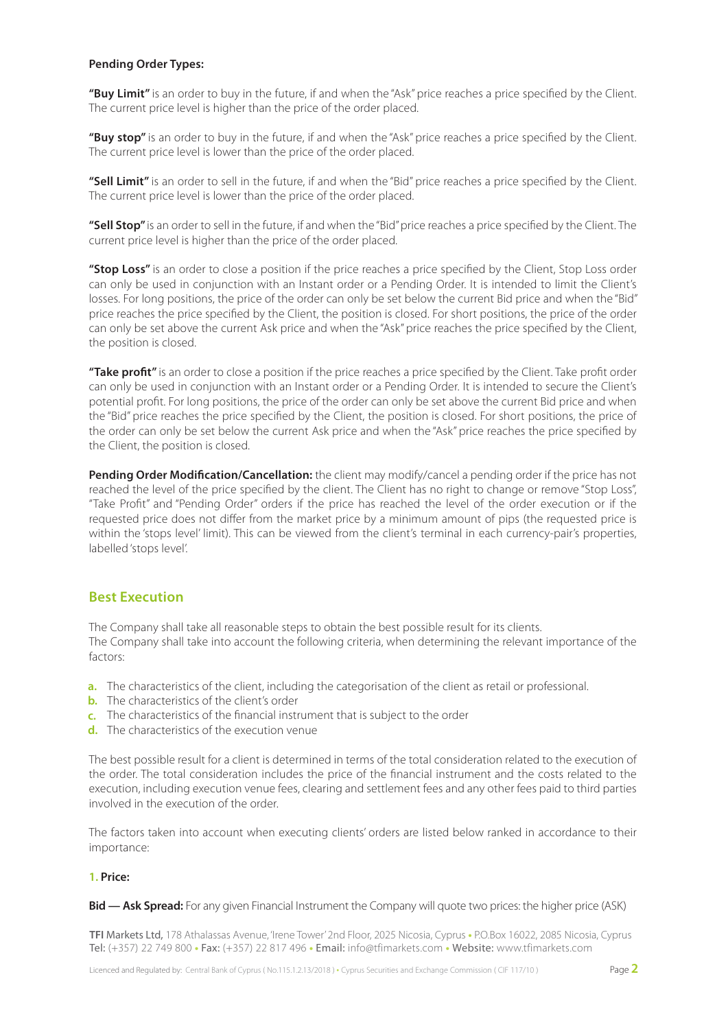**Pending Order Types:**

**"Buy Limit"** is an order to buy in the future, if and when the "Ask" price reaches a price specified by the Client. The current price level is higher than the price of the order placed.

**"Buy stop"** is an order to buy in the future, if and when the "Ask" price reaches a price specified by the Client. The current price level is lower than the price of the order placed.

**"Sell Limit"** is an order to sell in the future, if and when the "Bid" price reaches a price specified by the Client. The current price level is lower than the price of the order placed.

**"Sell Stop"** is an order to sell in the future, if and when the "Bid" price reaches a price specified by the Client. The current price level is higher than the price of the order placed.

**"Stop Loss"** is an order to close a position if the price reaches a price specified by the Client, Stop Loss order can only be used in conjunction with an Instant order or a Pending Order. It is intended to limit the Client's losses. For long positions, the price of the order can only be set below the current Bid price and when the "Bid" price reaches the price specified by the Client, the position is closed. For short positions, the price of the order can only be set above the current Ask price and when the "Ask" price reaches the price specified by the Client, the position is closed.

**"Take profit"** is an order to close a position if the price reaches a price specified by the Client. Take profit order can only be used in conjunction with an Instant order or a Pending Order. It is intended to secure the Client's potential profit. For long positions, the price of the order can only be set above the current Bid price and when the "Bid" price reaches the price specified by the Client, the position is closed. For short positions, the price of the order can only be set below the current Ask price and when the "Ask" price reaches the price specified by the Client, the position is closed.

**Pending Order Modification/Cancellation:** the client may modify/cancel a pending order if the price has not reached the level of the price specified by the client. The Client has no right to change or remove "Stop Loss", "Take Profit" and "Pending Order" orders if the price has reached the level of the order execution or if the requested price does not differ from the market price by a minimum amount of pips (the requested price is within the 'stops level' limit). This can be viewed from the client's terminal in each currency-pair's properties, labelled 'stops level'.

## Best Execution

The Company shall take all reasonable steps to obtain the best possible result for its clients.
The Company shall take into account the following criteria, when determining the relevant importance of the factors:

a. The characteristics of the client, including the categorisation of the client as retail or professional.
b. The characteristics of the client's order
c. The characteristics of the financial instrument that is subject to the order
d. The characteristics of the execution venue

The best possible result for a client is determined in terms of the total consideration related to the execution of the order. The total consideration includes the price of the financial instrument and the costs related to the execution, including execution venue fees, clearing and settlement fees and any other fees paid to third parties involved in the execution of the order.

The factors taken into account when executing clients' orders are listed below ranked in accordance to their importance:

**1. Price:**

**Bid — Ask Spread:** For any given Financial Instrument the Company will quote two prices: the higher price (ASK)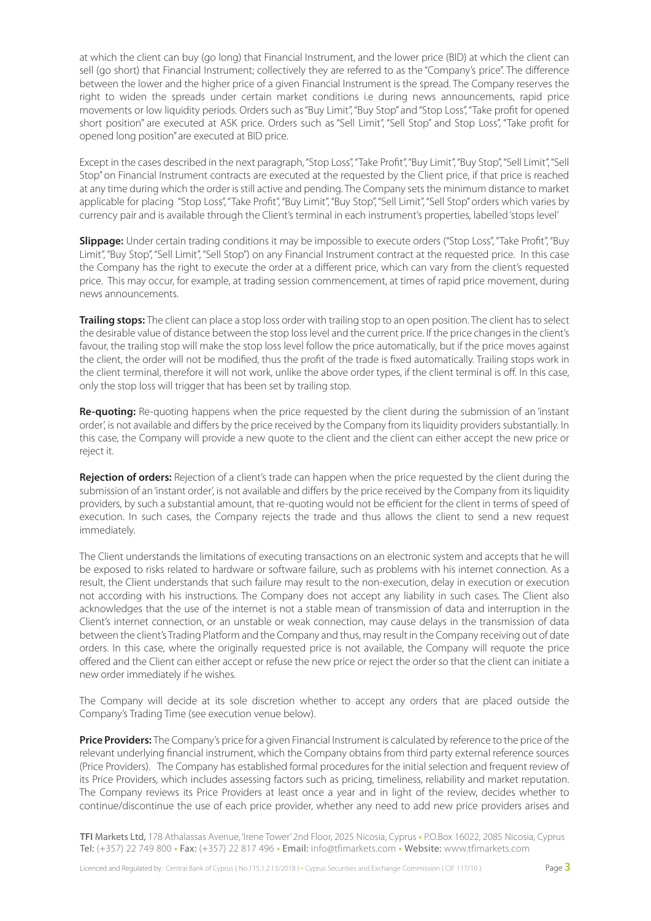at which the client can buy (go long) that Financial Instrument, and the lower price (BID) at which the client can sell (go short) that Financial Instrument; collectively they are referred to as the "Company's price". The difference between the lower and the higher price of a given Financial Instrument is the spread. The Company reserves the right to widen the spreads under certain market conditions i.e during news announcements, rapid price movements or low liquidity periods. Orders such as "Buy Limit", "Buy Stop" and "Stop Loss", "Take profit for opened short position" are executed at ASK price. Orders such as "Sell Limit", "Sell Stop" and Stop Loss", "Take profit for opened long position" are executed at BID price.

Except in the cases described in the next paragraph, "Stop Loss", "Take Profit", "Buy Limit", "Buy Stop", "Sell Limit", "Sell Stop" on Financial Instrument contracts are executed at the requested by the Client price, if that price is reached at any time during which the order is still active and pending. The Company sets the minimum distance to market applicable for placing "Stop Loss", "Take Profit", "Buy Limit", "Buy Stop", "Sell Limit", "Sell Stop" orders which varies by currency pair and is available through the Client's terminal in each instrument's properties, labelled 'stops level'

**Slippage:** Under certain trading conditions it may be impossible to execute orders ("Stop Loss", "Take Profit", "Buy Limit", "Buy Stop", "Sell Limit", "Sell Stop") on any Financial Instrument contract at the requested price. In this case the Company has the right to execute the order at a different price, which can vary from the client's requested price. This may occur, for example, at trading session commencement, at times of rapid price movement, during news announcements.

**Trailing stops:** The client can place a stop loss order with trailing stop to an open position. The client has to select the desirable value of distance between the stop loss level and the current price. If the price changes in the client's favour, the trailing stop will make the stop loss level follow the price automatically, but if the price moves against the client, the order will not be modified, thus the profit of the trade is fixed automatically. Trailing stops work in the client terminal, therefore it will not work, unlike the above order types, if the client terminal is off. In this case, only the stop loss will trigger that has been set by trailing stop.

**Re-quoting:** Re-quoting happens when the price requested by the client during the submission of an 'instant order', is not available and differs by the price received by the Company from its liquidity providers substantially. In this case, the Company will provide a new quote to the client and the client can either accept the new price or reject it.

**Rejection of orders:** Rejection of a client's trade can happen when the price requested by the client during the submission of an 'instant order', is not available and differs by the price received by the Company from its liquidity providers, by such a substantial amount, that re-quoting would not be efficient for the client in terms of speed of execution. In such cases, the Company rejects the trade and thus allows the client to send a new request immediately.

The Client understands the limitations of executing transactions on an electronic system and accepts that he will be exposed to risks related to hardware or software failure, such as problems with his internet connection. As a result, the Client understands that such failure may result to the non-execution, delay in execution or execution not according with his instructions. The Company does not accept any liability in such cases. The Client also acknowledges that the use of the internet is not a stable mean of transmission of data and interruption in the Client's internet connection, or an unstable or weak connection, may cause delays in the transmission of data between the client's Trading Platform and the Company and thus, may result in the Company receiving out of date orders. In this case, where the originally requested price is not available, the Company will requote the price offered and the Client can either accept or refuse the new price or reject the order so that the client can initiate a new order immediately if he wishes.

The Company will decide at its sole discretion whether to accept any orders that are placed outside the Company's Trading Time (see execution venue below).

**Price Providers:** The Company's price for a given Financial Instrument is calculated by reference to the price of the relevant underlying financial instrument, which the Company obtains from third party external reference sources (Price Providers). The Company has established formal procedures for the initial selection and frequent review of its Price Providers, which includes assessing factors such as pricing, timeliness, reliability and market reputation. The Company reviews its Price Providers at least once a year and in light of the review, decides whether to continue/discontinue the use of each price provider, whether any need to add new price providers arises and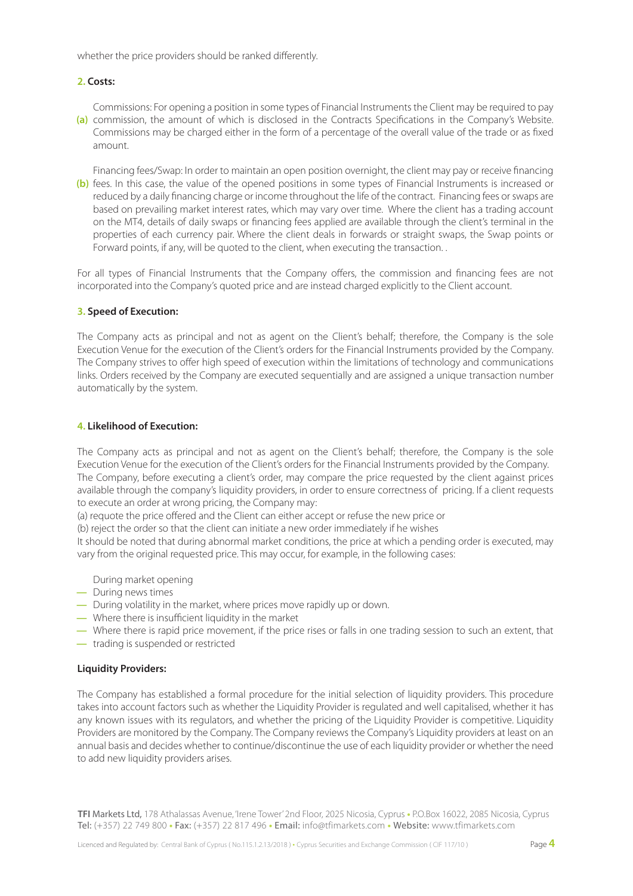whether the price providers should be ranked differently.

**2. Costs:**

**(a)** Commissions: For opening a position in some types of Financial Instruments the Client may be required to pay commission, the amount of which is disclosed in the Contracts Specifications in the Company's Website. Commissions may be charged either in the form of a percentage of the overall value of the trade or as fixed amount.

**(b)** Financing fees/Swap: In order to maintain an open position overnight, the client may pay or receive financing fees. In this case, the value of the opened positions in some types of Financial Instruments is increased or reduced by a daily financing charge or income throughout the life of the contract. Financing fees or swaps are based on prevailing market interest rates, which may vary over time. Where the client has a trading account on the MT4, details of daily swaps or financing fees applied are available through the client's terminal in the properties of each currency pair. Where the client deals in forwards or straight swaps, the Swap points or Forward points, if any, will be quoted to the client, when executing the transaction. .

For all types of Financial Instruments that the Company offers, the commission and financing fees are not incorporated into the Company's quoted price and are instead charged explicitly to the Client account.

**3. Speed of Execution:**

The Company acts as principal and not as agent on the Client's behalf; therefore, the Company is the sole Execution Venue for the execution of the Client's orders for the Financial Instruments provided by the Company. The Company strives to offer high speed of execution within the limitations of technology and communications links. Orders received by the Company are executed sequentially and are assigned a unique transaction number automatically by the system.

**4. Likelihood of Execution:**

The Company acts as principal and not as agent on the Client's behalf; therefore, the Company is the sole Execution Venue for the execution of the Client's orders for the Financial Instruments provided by the Company. The Company, before executing a client's order, may compare the price requested by the client against prices available through the company's liquidity providers, in order to ensure correctness of pricing. If a client requests to execute an order at wrong pricing, the Company may:

(a) requote the price offered and the Client can either accept or refuse the new price or

(b) reject the order so that the client can initiate a new order immediately if he wishes

It should be noted that during abnormal market conditions, the price at which a pending order is executed, may vary from the original requested price. This may occur, for example, in the following cases:

- During market opening
- During news times
- During volatility in the market, where prices move rapidly up or down.
- Where there is insufficient liquidity in the market
- Where there is rapid price movement, if the price rises or falls in one trading session to such an extent, that
- trading is suspended or restricted

**Liquidity Providers:**

The Company has established a formal procedure for the initial selection of liquidity providers. This procedure takes into account factors such as whether the Liquidity Provider is regulated and well capitalised, whether it has any known issues with its regulators, and whether the pricing of the Liquidity Provider is competitive. Liquidity Providers are monitored by the Company. The Company reviews the Company's Liquidity providers at least on an annual basis and decides whether to continue/discontinue the use of each liquidity provider or whether the need to add new liquidity providers arises.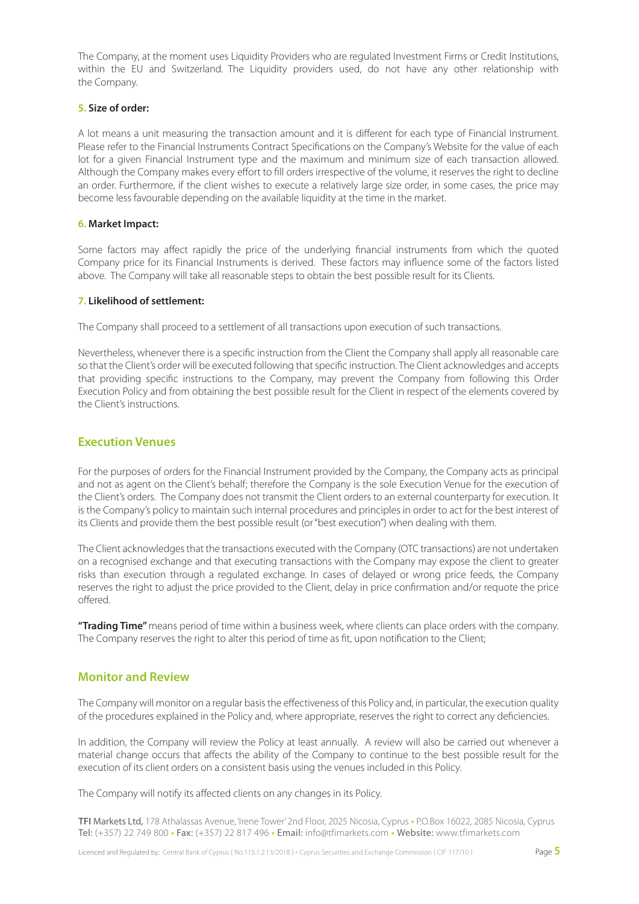The Company, at the moment uses Liquidity Providers who are regulated Investment Firms or Credit Institutions, within the EU and Switzerland. The Liquidity providers used, do not have any other relationship with the Company.

**5. Size of order:**

A lot means a unit measuring the transaction amount and it is different for each type of Financial Instrument. Please refer to the Financial Instruments Contract Specifications on the Company's Website for the value of each lot for a given Financial Instrument type and the maximum and minimum size of each transaction allowed. Although the Company makes every effort to fill orders irrespective of the volume, it reserves the right to decline an order. Furthermore, if the client wishes to execute a relatively large size order, in some cases, the price may become less favourable depending on the available liquidity at the time in the market.

**6. Market Impact:**

Some factors may affect rapidly the price of the underlying financial instruments from which the quoted Company price for its Financial Instruments is derived. These factors may influence some of the factors listed above. The Company will take all reasonable steps to obtain the best possible result for its Clients.

**7. Likelihood of settlement:**

The Company shall proceed to a settlement of all transactions upon execution of such transactions.

Nevertheless, whenever there is a specific instruction from the Client the Company shall apply all reasonable care so that the Client's order will be executed following that specific instruction. The Client acknowledges and accepts that providing specific instructions to the Company, may prevent the Company from following this Order Execution Policy and from obtaining the best possible result for the Client in respect of the elements covered by the Client's instructions.

## Execution Venues

For the purposes of orders for the Financial Instrument provided by the Company, the Company acts as principal and not as agent on the Client's behalf; therefore the Company is the sole Execution Venue for the execution of the Client's orders. The Company does not transmit the Client orders to an external counterparty for execution. It is the Company's policy to maintain such internal procedures and principles in order to act for the best interest of its Clients and provide them the best possible result (or "best execution") when dealing with them.

The Client acknowledges that the transactions executed with the Company (OTC transactions) are not undertaken on a recognised exchange and that executing transactions with the Company may expose the client to greater risks than execution through a regulated exchange. In cases of delayed or wrong price feeds, the Company reserves the right to adjust the price provided to the Client, delay in price confirmation and/or requote the price offered.

**"Trading Time"** means period of time within a business week, where clients can place orders with the company. The Company reserves the right to alter this period of time as fit, upon notification to the Client;

## Monitor and Review

The Company will monitor on a regular basis the effectiveness of this Policy and, in particular, the execution quality of the procedures explained in the Policy and, where appropriate, reserves the right to correct any deficiencies.

In addition, the Company will review the Policy at least annually. A review will also be carried out whenever a material change occurs that affects the ability of the Company to continue to the best possible result for the execution of its client orders on a consistent basis using the venues included in this Policy.

The Company will notify its affected clients on any changes in its Policy.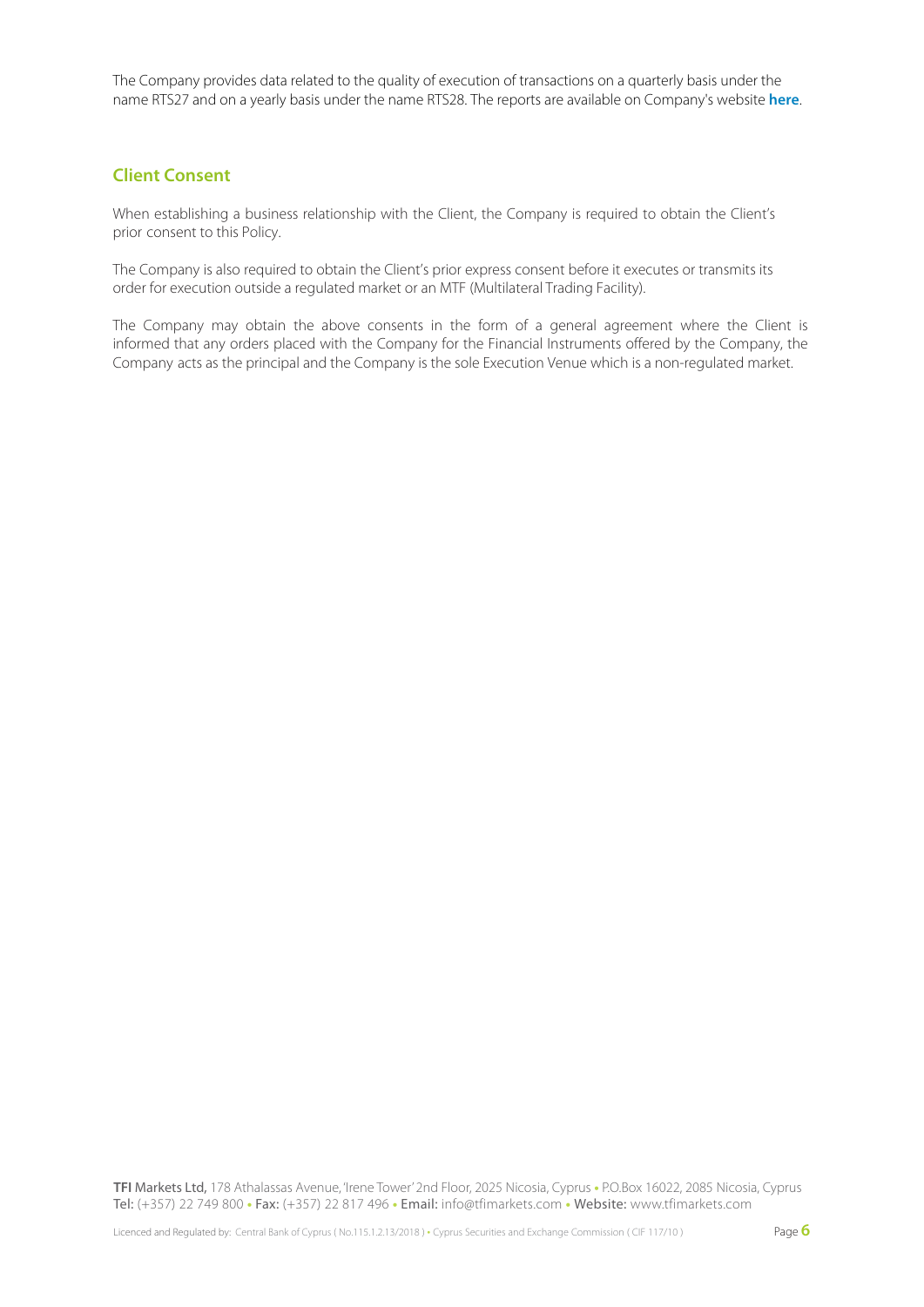The Company provides data related to the quality of execution of transactions on a quarterly basis under the name RTS27 and on a yearly basis under the name RTS28. The reports are available on Company's website **here**.

## Client Consent

When establishing a business relationship with the Client, the Company is required to obtain the Client's prior consent to this Policy.

The Company is also required to obtain the Client's prior express consent before it executes or transmits its order for execution outside a regulated market or an MTF (Multilateral Trading Facility).

The Company may obtain the above consents in the form of a general agreement where the Client is informed that any orders placed with the Company for the Financial Instruments offered by the Company, the Company acts as the principal and the Company is the sole Execution Venue which is a non-regulated market.